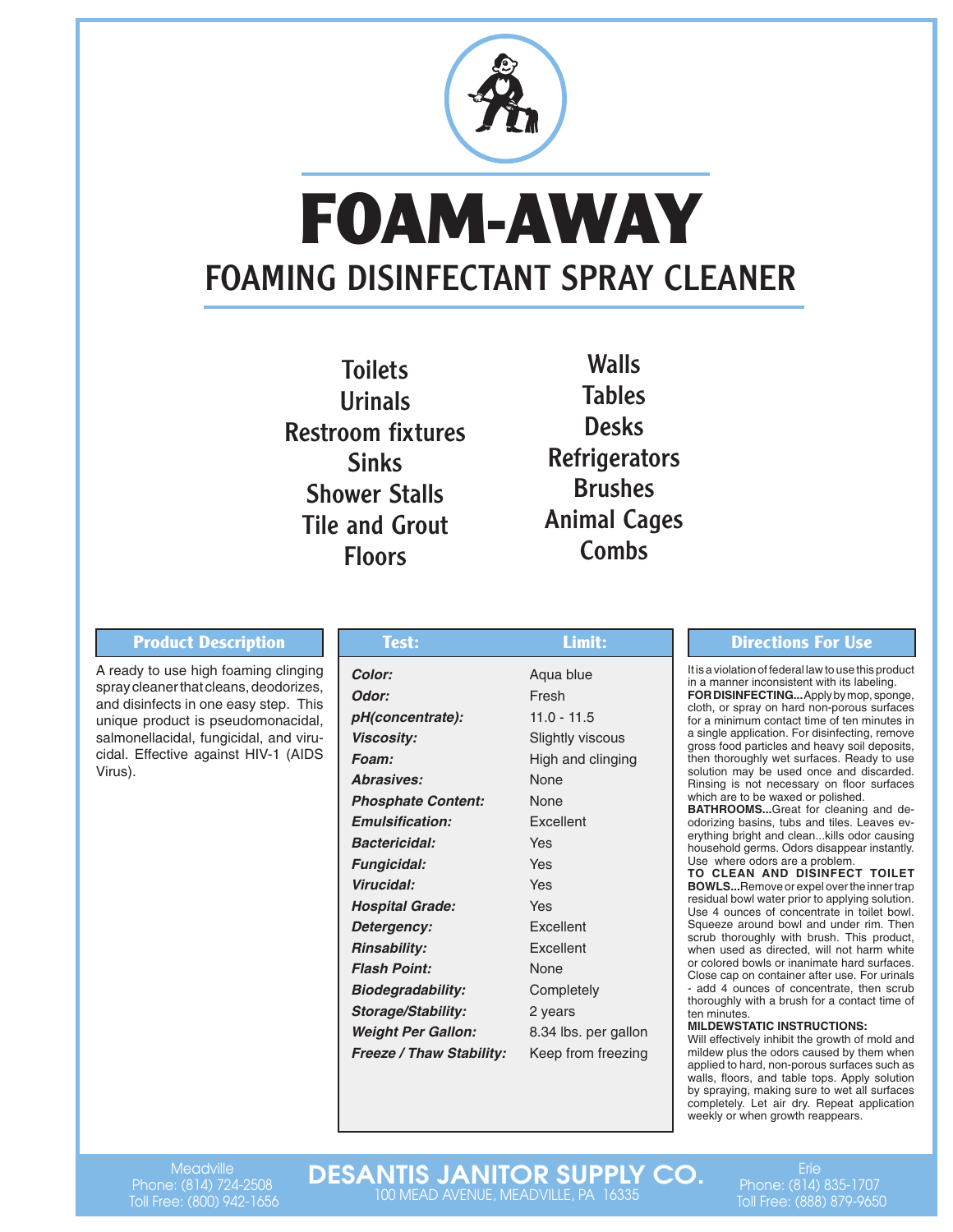# FOAM-AWAY

## FOAMING DISINFECTANT SPRAY CLEANER

- Toilets
- Urinals
- Restroom fixtures
- Sinks
- Shower Stalls
- Tile and Grout
- Floors
- Walls
- Tables
- Desks
- Refrigerators
- Brushes
- Animal Cages
- Combs

### Product Description

A ready to use high foaming clinging spray cleaner that cleans, deodorizes, and disinfects in one easy step. This unique product is pseudomonacidal, salmonellacidal, fungicidal, and virucidal. Effective against HIV-1 (AIDS Virus).

| Test: | Limit: |
|---|---|
| ***Color:*** | Aqua blue |
| ***Odor:*** | Fresh |
| ***pH(concentrate):*** | 11.0 - 11.5 |
| ***Viscosity:*** | Slightly viscous |
| ***Foam:*** | High and clinging |
| ***Abrasives:*** | None |
| ***Phosphate Content:*** | None |
| ***Emulsification:*** | Excellent |
| ***Bactericidal:*** | Yes |
| ***Fungicidal:*** | Yes |
| ***Virucidal:*** | Yes |
| ***Hospital Grade:*** | Yes |
| ***Detergency:*** | Excellent |
| ***Rinsability:*** | Excellent |
| ***Flash Point:*** | None |
| ***Biodegradability:*** | Completely |
| ***Storage/Stability:*** | 2 years |
| ***Weight Per Gallon:*** | 8.34 lbs. per gallon |
| ***Freeze / Thaw Stability:*** | Keep from freezing |

### Directions For Use

It is a violation of federal law to use this product in a manner inconsistent with its labeling.

**FOR DISINFECTING...** Apply by mop, sponge, cloth, or spray on hard non-porous surfaces for a minimum contact time of ten minutes in a single application. For disinfecting, remove gross food particles and heavy soil deposits, then thoroughly wet surfaces. Ready to use solution may be used once and discarded. Rinsing is not necessary on floor surfaces which are to be waxed or polished.

**BATHROOMS...** Great for cleaning and deodorizing basins, tubs and tiles. Leaves everything bright and clean...kills odor causing household germs. Odors disappear instantly. Use where odors are a problem.

**TO CLEAN AND DISINFECT TOILET BOWLS...** Remove or expel over the inner trap residual bowl water prior to applying solution. Use 4 ounces of concentrate in toilet bowl. Squeeze around bowl and under rim. Then scrub thoroughly with brush. This product, when used as directed, will not harm white or colored bowls or inanimate hard surfaces. Close cap on container after use. For urinals - add 4 ounces of concentrate, then scrub thoroughly with a brush for a contact time of ten minutes.

**MILDEWSTATIC INSTRUCTIONS:**
Will effectively inhibit the growth of mold and mildew plus the odors caused by them when applied to hard, non-porous surfaces such as walls, floors, and table tops. Apply solution by spraying, making sure to wet all surfaces completely. Let air dry. Repeat application weekly or when growth reappears.

**DESANTIS JANITOR SUPPLY CO.**
100 MEAD AVENUE, MEADVILLE, PA 16335

Meadville
Phone: (814) 724-2508
Toll Free: (800) 942-1656

Erie
Phone: (814) 835-1707
Toll Free: (888) 879-9650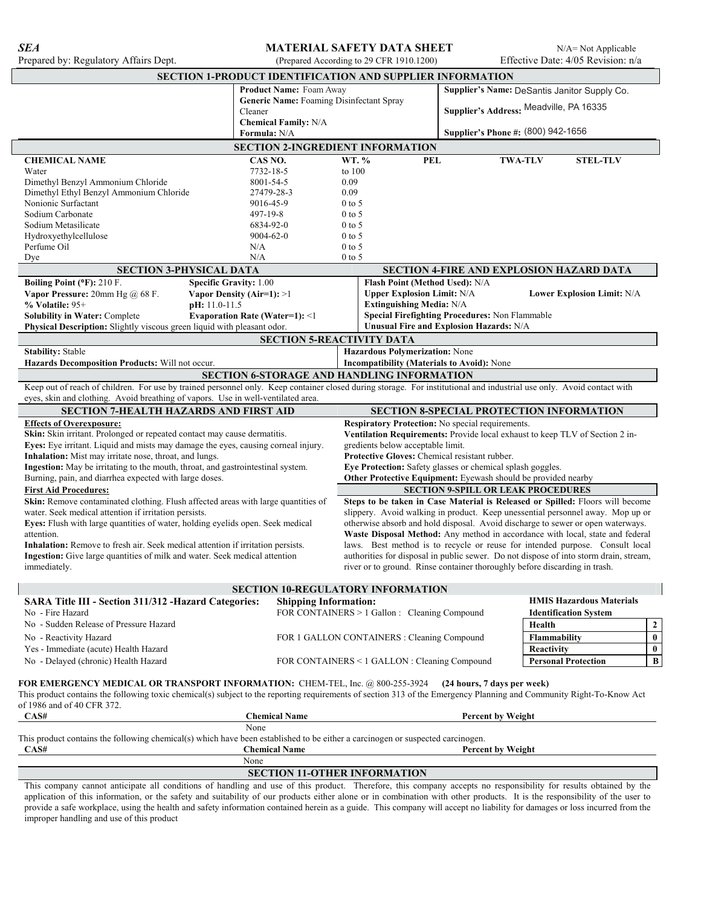**SEA**
Prepared by: Regulatory Affairs Dept.

# MATERIAL SAFETY DATA SHEET

(Prepared According to 29 CFR 1910.1200)

N/A= Not Applicable
Effective Date: 4/05 Revision: n/a

## SECTION 1-PRODUCT IDENTIFICATION AND SUPPLIER INFORMATION

**Product Name:** Foam Away
**Generic Name:** Foaming Disinfectant Spray Cleaner
**Chemical Family:** N/A
**Formula:** N/A

**Supplier's Name:** DeSantis Janitor Supply Co.
**Supplier's Address:** Meadville, PA 16335
**Supplier's Phone #:** (800) 942-1656

## SECTION 2-INGREDIENT INFORMATION

| CHEMICAL NAME | CAS NO. | WT. % | PEL | TWA-TLV | STEL-TLV |
|---|---|---|---|---|---|
| Water | 7732-18-5 | to 100 | | | |
| Dimethyl Benzyl Ammonium Chloride | 8001-54-5 | 0.09 | | | |
| Dimethyl Ethyl Benzyl Ammonium Chloride | 27479-28-3 | 0.09 | | | |
| Nonionic Surfactant | 9016-45-9 | 0 to 5 | | | |
| Sodium Carbonate | 497-19-8 | 0 to 5 | | | |
| Sodium Metasilicate | 6834-92-0 | 0 to 5 | | | |
| Hydroxyethylcellulose | 9004-62-0 | 0 to 5 | | | |
| Perfume Oil | N/A | 0 to 5 | | | |
| Dye | N/A | 0 to 5 | | | |

## SECTION 3-PHYSICAL DATA

**Boiling Point (°F):** 210 F.
**Specific Gravity:** 1.00
**Vapor Pressure:** 20mm Hg @ 68 F.
**Vapor Density (Air=1):** >1
**% Volatile:** 95+
**pH:** 11.0-11.5
**Solubility in Water:** Complete
**Evaporation Rate (Water=1):** <1
**Physical Description:** Slightly viscous green liquid with pleasant odor.

## SECTION 4-FIRE AND EXPLOSION HAZARD DATA

**Flash Point (Method Used):** N/A
**Upper Explosion Limit:** N/A
**Lower Explosion Limit:** N/A
**Extinguishing Media:** N/A
**Special Firefighting Procedures:** Non Flammable
**Unusual Fire and Explosion Hazards:** N/A

## SECTION 5-REACTIVITY DATA

**Stability:** Stable
**Hazardous Polymerization:** None
**Hazards Decomposition Products:** Will not occur.
**Incompatibility (Materials to Avoid):** None

## SECTION 6-STORAGE AND HANDLING INFORMATION

Keep out of reach of children. For use by trained personnel only. Keep container closed during storage. For institutional and industrial use only. Avoid contact with eyes, skin and clothing. Avoid breathing of vapors. Use in well-ventilated area.

## SECTION 7-HEALTH HAZARDS AND FIRST AID

**Effects of Overexposure:**

**Skin:** Skin irritant. Prolonged or repeated contact may cause dermatitis.
**Eyes:** Eye irritant. Liquid and mists may damage the eyes, causing corneal injury.
**Inhalation:** Mist may irritate nose, throat, and lungs.
**Ingestion:** May be irritating to the mouth, throat, and gastrointestinal system. Burning, pain, and diarrhea expected with large doses.

**First Aid Procedures:**

**Skin:** Remove contaminated clothing. Flush affected areas with large quantities of water. Seek medical attention if irritation persists.
**Eyes:** Flush with large quantities of water, holding eyelids open. Seek medical attention.
**Inhalation:** Remove to fresh air. Seek medical attention if irritation persists.
**Ingestion:** Give large quantities of milk and water. Seek medical attention immediately.

## SECTION 8-SPECIAL PROTECTION INFORMATION

**Respiratory Protection:** No special requirements.
**Ventilation Requirements:** Provide local exhaust to keep TLV of Section 2 ingredients below acceptable limit.
**Protective Gloves:** Chemical resistant rubber.
**Eye Protection:** Safety glasses or chemical splash goggles.
**Other Protective Equipment:** Eyewash should be provided nearby

## SECTION 9-SPILL OR LEAK PROCEDURES

**Steps to be taken in Case Material is Released or Spilled:** Floors will become slippery. Avoid walking in product. Keep unessential personnel away. Mop up or otherwise absorb and hold disposal. Avoid discharge to sewer or open waterways.
**Waste Disposal Method:** Any method in accordance with local, state and federal laws. Best method is to recycle or reuse for intended purpose. Consult local authorities for disposal in public sewer. Do not dispose of into storm drain, stream, river or to ground. Rinse container thoroughly before discarding in trash.

## SECTION 10-REGULATORY INFORMATION

**SARA Title III - Section 311/312 -Hazard Categories:**

No - Fire Hazard
No - Sudden Release of Pressure Hazard
No - Reactivity Hazard
Yes - Immediate (acute) Health Hazard
No - Delayed (chronic) Health Hazard

**Shipping Information:**

FOR CONTAINERS > 1 Gallon : Cleaning Compound
FOR 1 GALLON CONTAINERS : Cleaning Compound
FOR CONTAINERS < 1 GALLON : Cleaning Compound

**HMIS Hazardous Materials Identification System**

| | |
|---|---|
| Health | 2 |
| Flammability | 0 |
| Reactivity | 0 |
| Personal Protection | B |

**FOR EMERGENCY MEDICAL OR TRANSPORT INFORMATION:** CHEM-TEL, Inc. @ 800-255-3924 **(24 hours, 7 days per week)**

This product contains the following toxic chemical(s) subject to the reporting requirements of section 313 of the Emergency Planning and Community Right-To-Know Act of 1986 and of 40 CFR 372.

| CAS# | Chemical Name | Percent by Weight |
|---|---|---|
| | None | |

This product contains the following chemical(s) which have been established to be either a carcinogen or suspected carcinogen.

| CAS# | Chemical Name | Percent by Weight |
|---|---|---|
| | None | |

## SECTION 11-OTHER INFORMATION

This company cannot anticipate all conditions of handling and use of this product. Therefore, this company accepts no responsibility for results obtained by the application of this information, or the safety and suitability of our products either alone or in combination with other products. It is the responsibility of the user to provide a safe workplace, using the health and safety information contained herein as a guide. This company will accept no liability for damages or loss incurred from the improper handling and use of this product